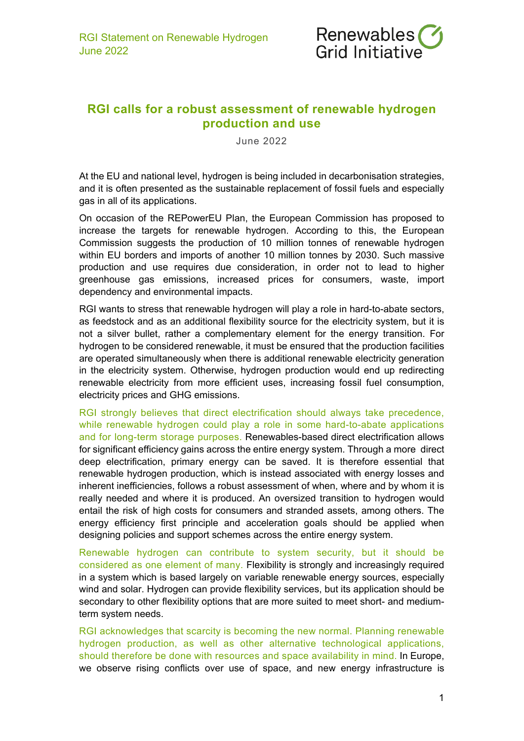# RGI calls for a robust assessment of renewable hydrogen production and use

June 2022

At the EU and national level, hydrogen is being included in decarbonisation strategies, and it is often presented as the sustainable replacement of fossil fuels and especially gas in all of its applications.

On occasion of the REPowerEU Plan, the European Commission has proposed to increase the targets for renewable hydrogen. According to this, the European Commission suggests the production of 10 million tonnes of renewable hydrogen within EU borders and imports of another 10 million tonnes by 2030. Such massive production and use requires due consideration, in order not to lead to higher greenhouse gas emissions, increased prices for consumers, waste, import dependency and environmental impacts.

RGI wants to stress that renewable hydrogen will play a role in hard-to-abate sectors, as feedstock and as an additional flexibility source for the electricity system, but it is not a silver bullet, rather a complementary element for the energy transition. For hydrogen to be considered renewable, it must be ensured that the production facilities are operated simultaneously when there is additional renewable electricity generation in the electricity system. Otherwise, hydrogen production would end up redirecting renewable electricity from more efficient uses, increasing fossil fuel consumption, electricity prices and GHG emissions.

**RGI strongly believes that direct electrification should always take precedence, while renewable hydrogen could play a role in some hard-to-abate applications and for long-term storage purposes.** Renewables-based direct electrification allows for significant efficiency gains across the entire energy system. Through a more direct deep electrification, primary energy can be saved. It is therefore essential that renewable hydrogen production, which is instead associated with energy losses and inherent inefficiencies, follows a robust assessment of when, where and by whom it is really needed and where it is produced. An oversized transition to hydrogen would entail the risk of high costs for consumers and stranded assets, among others. The energy efficiency first principle and acceleration goals should be applied when designing policies and support schemes across the entire energy system.

**Renewable hydrogen can contribute to system security, but it should be considered as one element of many.** Flexibility is strongly and increasingly required in a system which is based largely on variable renewable energy sources, especially wind and solar. Hydrogen can provide flexibility services, but its application should be secondary to other flexibility options that are more suited to meet short- and medium-term system needs.

**RGI acknowledges that scarcity is becoming the new normal. Planning renewable hydrogen production, as well as other alternative technological applications, should therefore be done with resources and space availability in mind.** In Europe, we observe rising conflicts over use of space, and new energy infrastructure is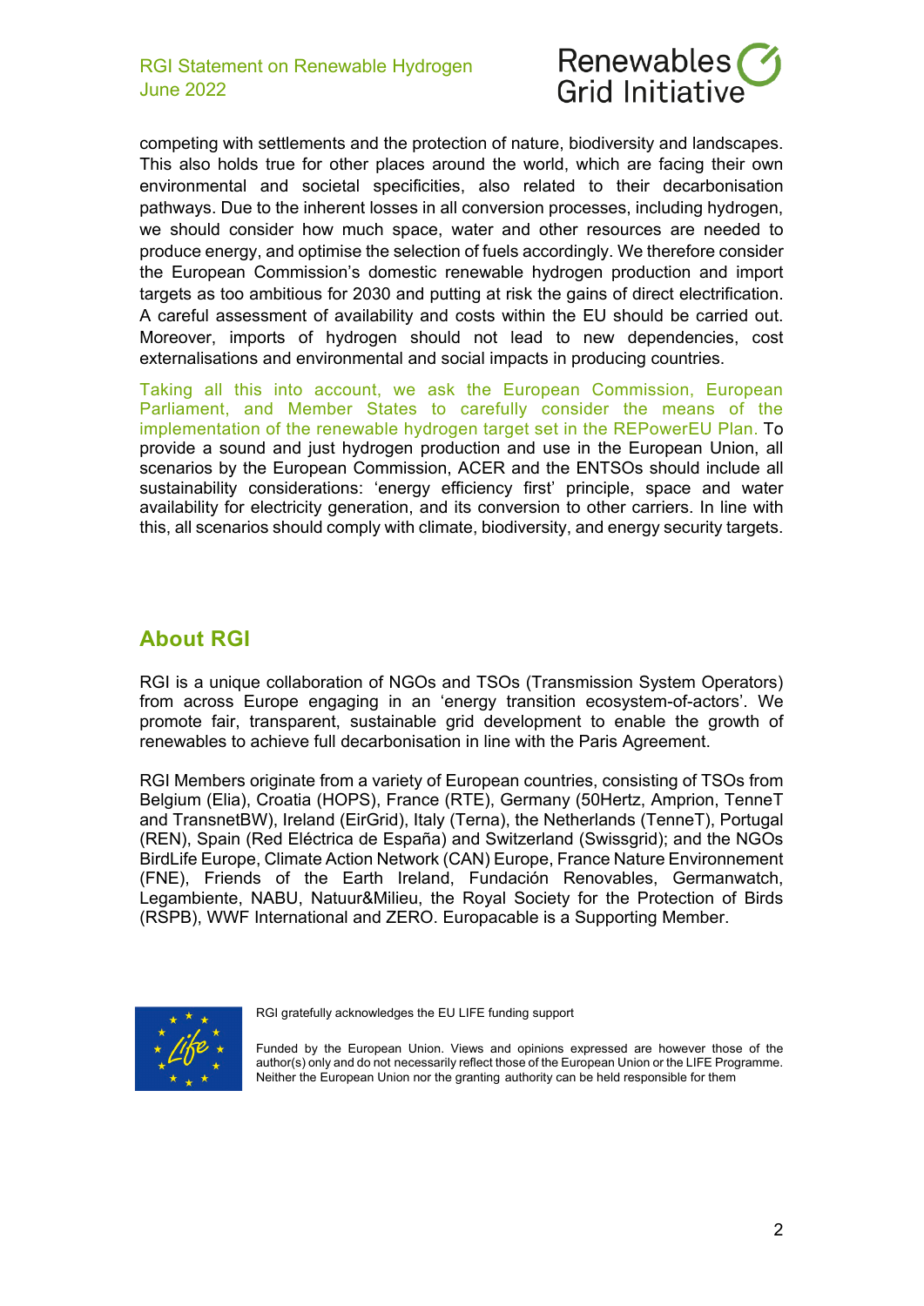competing with settlements and the protection of nature, biodiversity and landscapes. This also holds true for other places around the world, which are facing their own environmental and societal specificities, also related to their decarbonisation pathways. Due to the inherent losses in all conversion processes, including hydrogen, we should consider how much space, water and other resources are needed to produce energy, and optimise the selection of fuels accordingly. We therefore consider the European Commission's domestic renewable hydrogen production and import targets as too ambitious for 2030 and putting at risk the gains of direct electrification. A careful assessment of availability and costs within the EU should be carried out. Moreover, imports of hydrogen should not lead to new dependencies, cost externalisations and environmental and social impacts in producing countries.

Taking all this into account, we ask the European Commission, European Parliament, and Member States to carefully consider the means of the implementation of the renewable hydrogen target set in the REPowerEU Plan. To provide a sound and just hydrogen production and use in the European Union, all scenarios by the European Commission, ACER and the ENTSOs should include all sustainability considerations: 'energy efficiency first' principle, space and water availability for electricity generation, and its conversion to other carriers. In line with this, all scenarios should comply with climate, biodiversity, and energy security targets.

## About RGI

RGI is a unique collaboration of NGOs and TSOs (Transmission System Operators) from across Europe engaging in an 'energy transition ecosystem-of-actors'. We promote fair, transparent, sustainable grid development to enable the growth of renewables to achieve full decarbonisation in line with the Paris Agreement.

RGI Members originate from a variety of European countries, consisting of TSOs from Belgium (Elia), Croatia (HOPS), France (RTE), Germany (50Hertz, Amprion, TenneT and TransnetBW), Ireland (EirGrid), Italy (Terna), the Netherlands (TenneT), Portugal (REN), Spain (Red Eléctrica de España) and Switzerland (Swissgrid); and the NGOs BirdLife Europe, Climate Action Network (CAN) Europe, France Nature Environnement (FNE), Friends of the Earth Ireland, Fundación Renovables, Germanwatch, Legambiente, NABU, Natuur&Milieu, the Royal Society for the Protection of Birds (RSPB), WWF International and ZERO. Europacable is a Supporting Member.

RGI gratefully acknowledges the EU LIFE funding support

Funded by the European Union. Views and opinions expressed are however those of the author(s) only and do not necessarily reflect those of the European Union or the LIFE Programme. Neither the European Union nor the granting authority can be held responsible for them